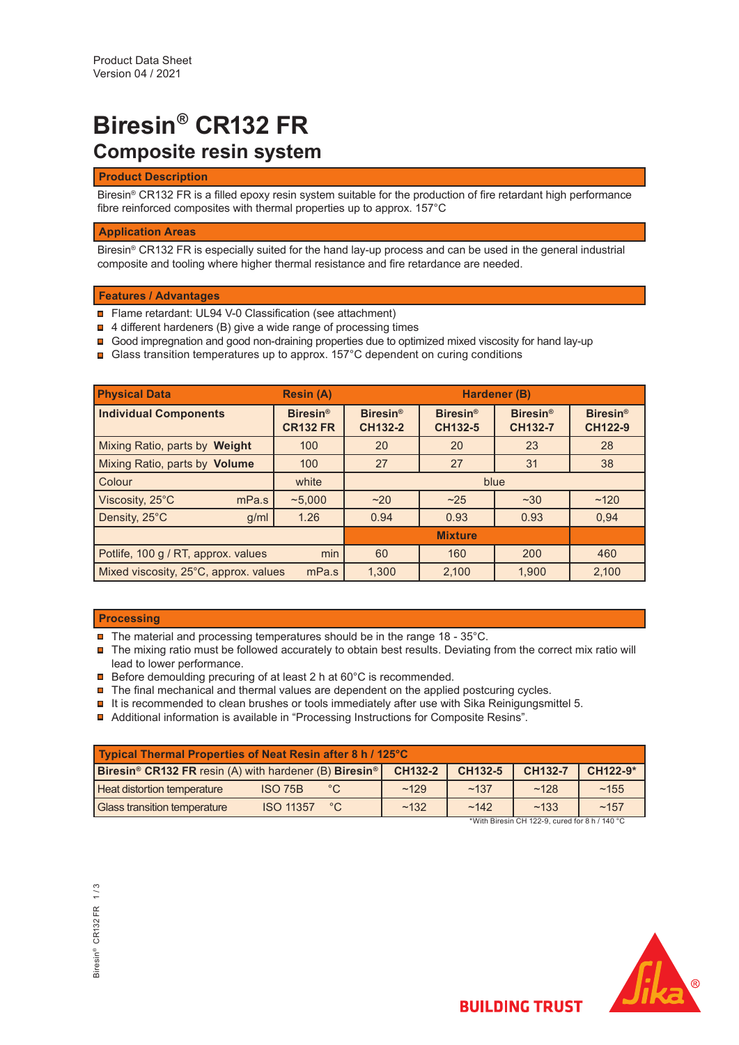Product Data Sheet
Version 04 / 2021

# Biresin® CR132 FR

## Composite resin system

### Product Description

Biresin® CR132 FR is a filled epoxy resin system suitable for the production of fire retardant high performance fibre reinforced composites with thermal properties up to approx. 157°C

### Application Areas

Biresin® CR132 FR is especially suited for the hand lay-up process and can be used in the general industrial composite and tooling where higher thermal resistance and fire retardance are needed.

### Features / Advantages

- Flame retardant: UL94 V-0 Classification (see attachment)
- 4 different hardeners (B) give a wide range of processing times
- Good impregnation and good non-draining properties due to optimized mixed viscosity for hand lay-up
- Glass transition temperatures up to approx. 157°C dependent on curing conditions

| Physical Data | | Resin (A) | Hardener (B) | | | |
|---|---|---|---|---|---|---|
| **Individual Components** | | **Biresin® CR132 FR** | **Biresin® CH132-2** | **Biresin® CH132-5** | **Biresin® CH132-7** | **Biresin® CH122-9** |
| Mixing Ratio, parts by **Weight** | | 100 | 20 | 20 | 23 | 28 |
| Mixing Ratio, parts by **Volume** | | 100 | 27 | 27 | 31 | 38 |
| Colour | | white | blue | | | |
| Viscosity, 25°C | mPa.s | ~5,000 | ~20 | ~25 | ~30 | ~120 |
| Density, 25°C | g/ml | 1.26 | 0.94 | 0.93 | 0.93 | 0,94 |
| | | | **Mixture** | | | |
| Potlife, 100 g / RT, approx. values | min | | 60 | 160 | 200 | 460 |
| Mixed viscosity, 25°C, approx. values | mPa.s | | 1,300 | 2,100 | 1,900 | 2,100 |

### Processing

- The material and processing temperatures should be in the range 18 - 35°C.
- The mixing ratio must be followed accurately to obtain best results. Deviating from the correct mix ratio will lead to lower performance.
- Before demoulding precuring of at least 2 h at 60°C is recommended.
- The final mechanical and thermal values are dependent on the applied postcuring cycles.
- It is recommended to clean brushes or tools immediately after use with Sika Reinigungsmittel 5.
- Additional information is available in "Processing Instructions for Composite Resins".

| Typical Thermal Properties of Neat Resin after 8 h / 125°C | | | | | | |
|---|---|---|---|---|---|---|
| **Biresin® CR132 FR** resin (A) with hardener (B) **Biresin®** | | | **CH132-2** | **CH132-5** | **CH132-7** | **CH122-9*** |
| Heat distortion temperature | ISO 75B | °C | ~129 | ~137 | ~128 | ~155 |
| Glass transition temperature | ISO 11357 | °C | ~132 | ~142 | ~133 | ~157 |

*With Biresin CH 122-9, cured for 8 h / 140 °C

BUILDING TRUST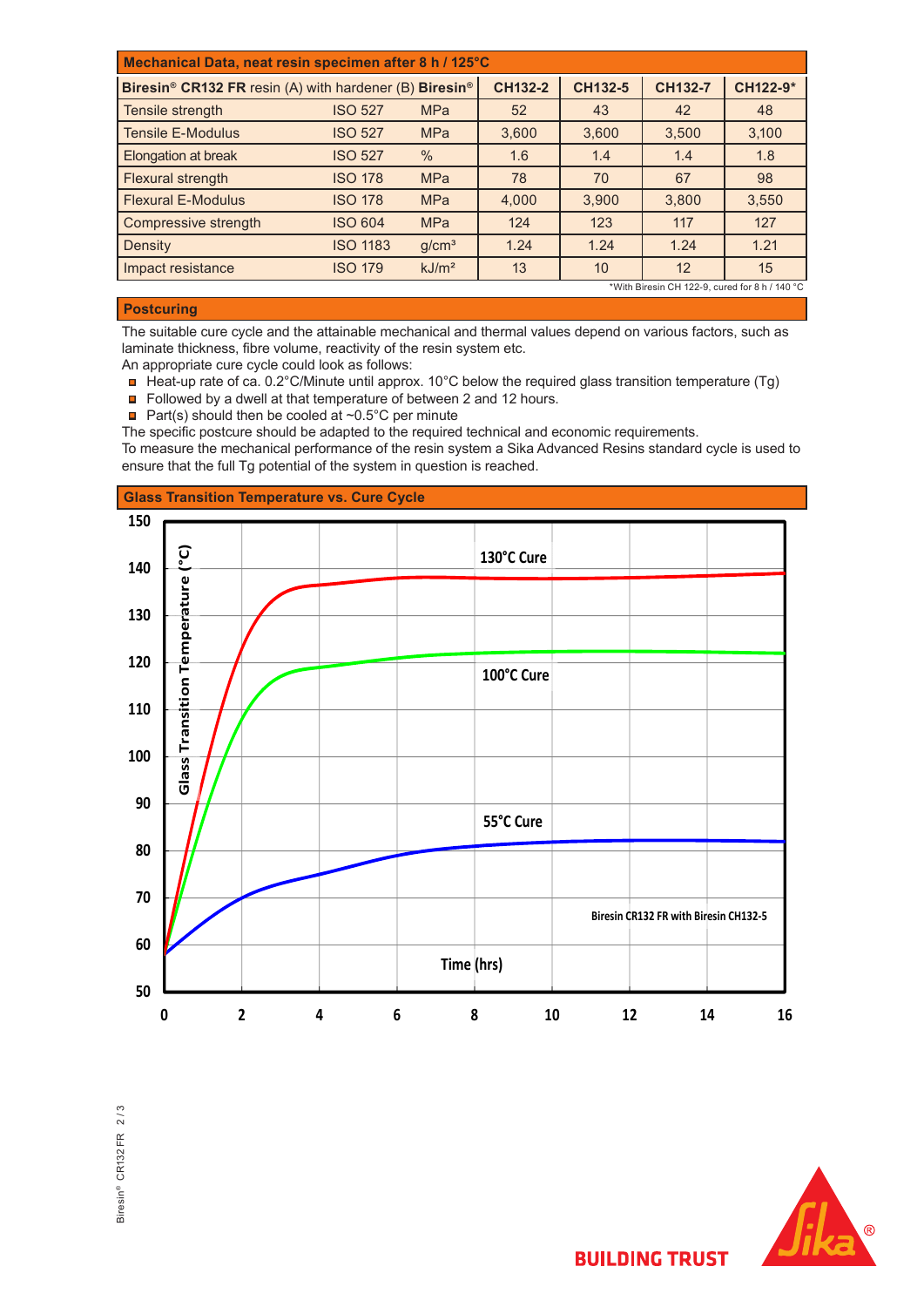## Mechanical Data, neat resin specimen after 8 h / 125°C

| Biresin® CR132 FR resin (A) with hardener (B) Biresin® | | | CH132-2 | CH132-5 | CH132-7 | CH122-9* |
|---|---|---|---|---|---|---|
| Tensile strength | ISO 527 | MPa | 52 | 43 | 42 | 48 |
| Tensile E-Modulus | ISO 527 | MPa | 3,600 | 3,600 | 3,500 | 3,100 |
| Elongation at break | ISO 527 | % | 1.6 | 1.4 | 1.4 | 1.8 |
| Flexural strength | ISO 178 | MPa | 78 | 70 | 67 | 98 |
| Flexural E-Modulus | ISO 178 | MPa | 4,000 | 3,900 | 3,800 | 3,550 |
| Compressive strength | ISO 604 | MPa | 124 | 123 | 117 | 127 |
| Density | ISO 1183 | g/cm³ | 1.24 | 1.24 | 1.24 | 1.21 |
| Impact resistance | ISO 179 | kJ/m² | 13 | 10 | 12 | 15 |

*With Biresin CH 122-9, cured for 8 h / 140 °C

## Postcuring

The suitable cure cycle and the attainable mechanical and thermal values depend on various factors, such as laminate thickness, fibre volume, reactivity of the resin system etc.
An appropriate cure cycle could look as follows:

- Heat-up rate of ca. 0.2°C/Minute until approx. 10°C below the required glass transition temperature (Tg)
- Followed by a dwell at that temperature of between 2 and 12 hours.
- Part(s) should then be cooled at ~0.5°C per minute

The specific postcure should be adapted to the required technical and economic requirements.
To measure the mechanical performance of the resin system a Sika Advanced Resins standard cycle is used to ensure that the full Tg potential of the system in question is reached.

## Glass Transition Temperature vs. Cure Cycle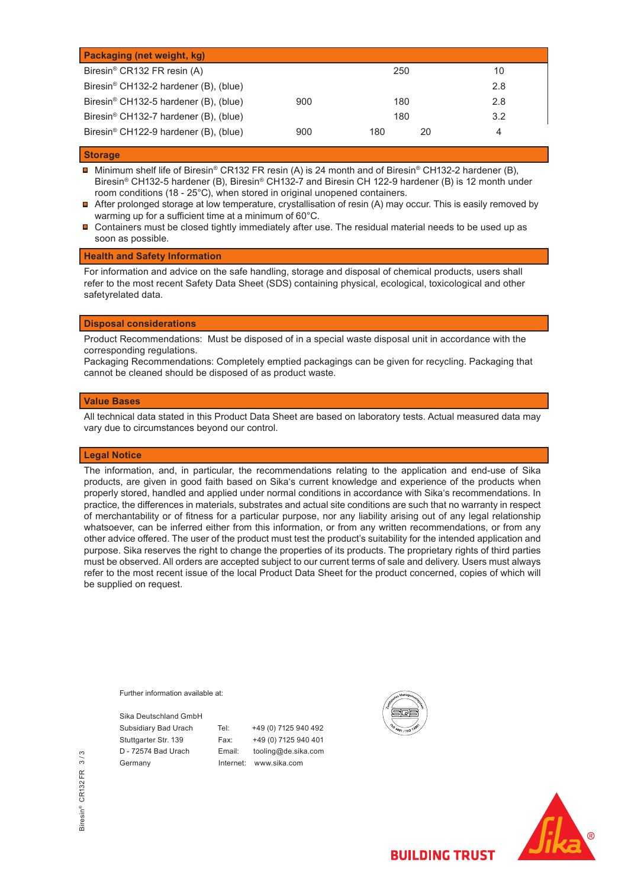| Packaging (net weight, kg) | | | | | |
|---|---|---|---|---|---|
| Biresin® CR132 FR resin (A) | | | 250 | | 10 |
| Biresin® CH132-2 hardener (B), (blue) | | | | | 2.8 |
| Biresin® CH132-5 hardener (B), (blue) | 900 | | 180 | | 2.8 |
| Biresin® CH132-7 hardener (B), (blue) | | | 180 | | 3.2 |
| Biresin® CH122-9 hardener (B), (blue) | 900 | 180 | | 20 | 4 |

## Storage

- Minimum shelf life of Biresin® CR132 FR resin (A) is 24 month and of Biresin® CH132-2 hardener (B), Biresin® CH132-5 hardener (B), Biresin® CH132-7 and Biresin CH 122-9 hardener (B) is 12 month under room conditions (18 - 25°C), when stored in original unopened containers.
- After prolonged storage at low temperature, crystallisation of resin (A) may occur. This is easily removed by warming up for a sufficient time at a minimum of 60°C.
- Containers must be closed tightly immediately after use. The residual material needs to be used up as soon as possible.

## Health and Safety Information

For information and advice on the safe handling, storage and disposal of chemical products, users shall refer to the most recent Safety Data Sheet (SDS) containing physical, ecological, toxicological and other safetyrelated data.

## Disposal considerations

Product Recommendations: Must be disposed of in a special waste disposal unit in accordance with the corresponding regulations.
Packaging Recommendations: Completely emptied packagings can be given for recycling. Packaging that cannot be cleaned should be disposed of as product waste.

## Value Bases

All technical data stated in this Product Data Sheet are based on laboratory tests. Actual measured data may vary due to circumstances beyond our control.

## Legal Notice

The information, and, in particular, the recommendations relating to the application and end-use of Sika products, are given in good faith based on Sika's current knowledge and experience of the products when properly stored, handled and applied under normal conditions in accordance with Sika's recommendations. In practice, the differences in materials, substrates and actual site conditions are such that no warranty in respect of merchantability or of fitness for a particular purpose, nor any liability arising out of any legal relationship whatsoever, can be inferred either from this information, or from any written recommendations, or from any other advice offered. The user of the product must test the product's suitability for the intended application and purpose. Sika reserves the right to change the properties of its products. The proprietary rights of third parties must be observed. All orders are accepted subject to our current terms of sale and delivery. Users must always refer to the most recent issue of the local Product Data Sheet for the product concerned, copies of which will be supplied on request.

Further information available at:

| | | |
|---|---|---|
| Sika Deutschland GmbH | | |
| Subsidiary Bad Urach | Tel: | +49 (0) 7125 940 492 |
| Stuttgarter Str. 139 | Fax: | +49 (0) 7125 940 401 |
| D - 72574 Bad Urach | Email: | tooling@de.sika.com |
| Germany | Internet: | www.sika.com |